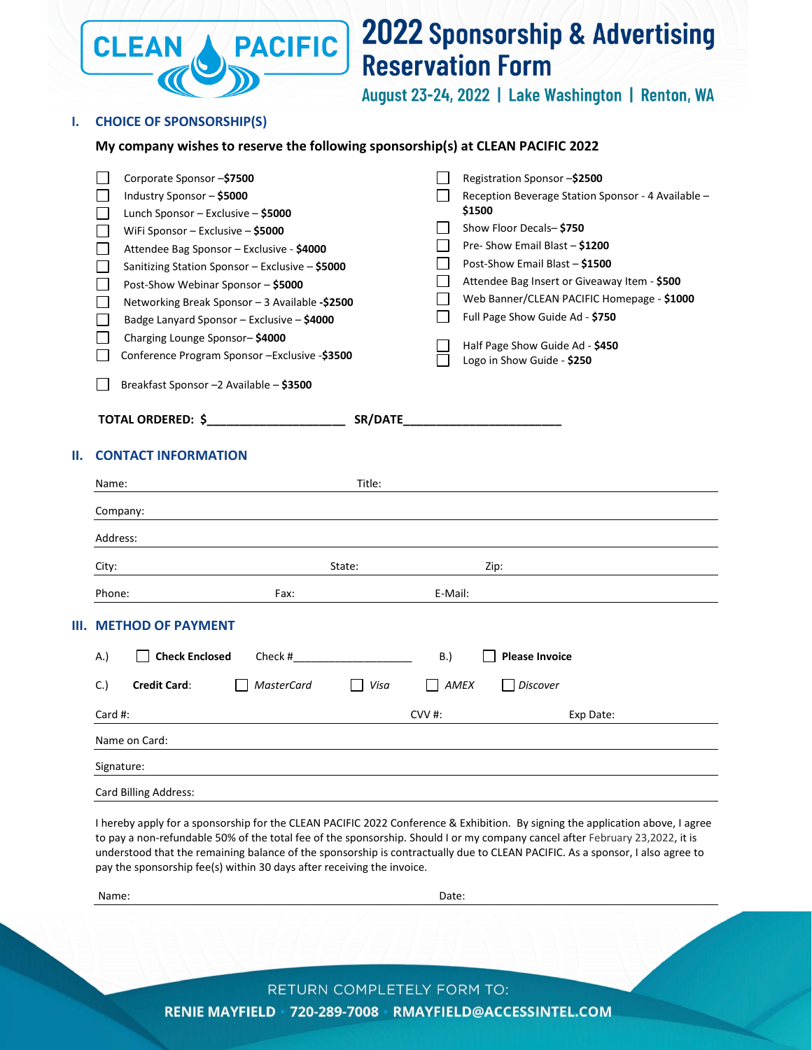# 2022 Sponsorship & Advertising Reservation Form

**August 23-24, 2022 | Lake Washington | Renton, WA**

## I. CHOICE OF SPONSORSHIP(S)

**My company wishes to reserve the following sponsorship(s) at CLEAN PACIFIC 2022**

- ☐ Corporate Sponsor –**$7500**
- ☐ Industry Sponsor – **$5000**
- ☐ Lunch Sponsor – Exclusive – **$5000**
- ☐ WiFi Sponsor – Exclusive – **$5000**
- ☐ Attendee Bag Sponsor – Exclusive - **$4000**
- ☐ Sanitizing Station Sponsor – Exclusive – **$5000**
- ☐ Post-Show Webinar Sponsor – **$5000**
- ☐ Networking Break Sponsor – 3 Available -**$2500**
- ☐ Badge Lanyard Sponsor – Exclusive – **$4000**
- ☐ Charging Lounge Sponsor– **$4000**
- ☐ Conference Program Sponsor –Exclusive -**$3500**
- ☐ Breakfast Sponsor –2 Available – **$3500**
- ☐ Registration Sponsor –**$2500**
- ☐ Reception Beverage Station Sponsor - 4 Available – **$1500**
- ☐ Show Floor Decals– **$750**
- ☐ Pre- Show Email Blast – **$1200**
- ☐ Post-Show Email Blast – **$1500**
- ☐ Attendee Bag Insert or Giveaway Item - **$500**
- ☐ Web Banner/CLEAN PACIFIC Homepage - **$1000**
- ☐ Full Page Show Guide Ad - **$750**
- ☐ Half Page Show Guide Ad - **$450**
- ☐ Logo in Show Guide - **$250**

**TOTAL ORDERED: $____________________ SR/DATE_______________________**

## II. CONTACT INFORMATION

Name: Title:

Company:

Address:

City: State: Zip:

Phone: Fax: E-Mail:

## III. METHOD OF PAYMENT

A.) ☐ **Check Enclosed** Check #___________________ B.) ☐ **Please Invoice**

C.) **Credit Card**: ☐ *MasterCard* ☐ *Visa* ☐ *AMEX* ☐ *Discover*

Card #: CVV #: Exp Date:

Name on Card:

Signature:

Card Billing Address:

I hereby apply for a sponsorship for the CLEAN PACIFIC 2022 Conference & Exhibition. By signing the application above, I agree to pay a non-refundable 50% of the total fee of the sponsorship. Should I or my company cancel after February 23,2022, it is understood that the remaining balance of the sponsorship is contractually due to CLEAN PACIFIC. As a sponsor, I also agree to pay the sponsorship fee(s) within 30 days after receiving the invoice.

Name: Date:

RETURN COMPLETELY FORM TO:

**RENIE MAYFIELD · 720-289-7008 · RMAYFIELD@ACCESSINTEL.COM**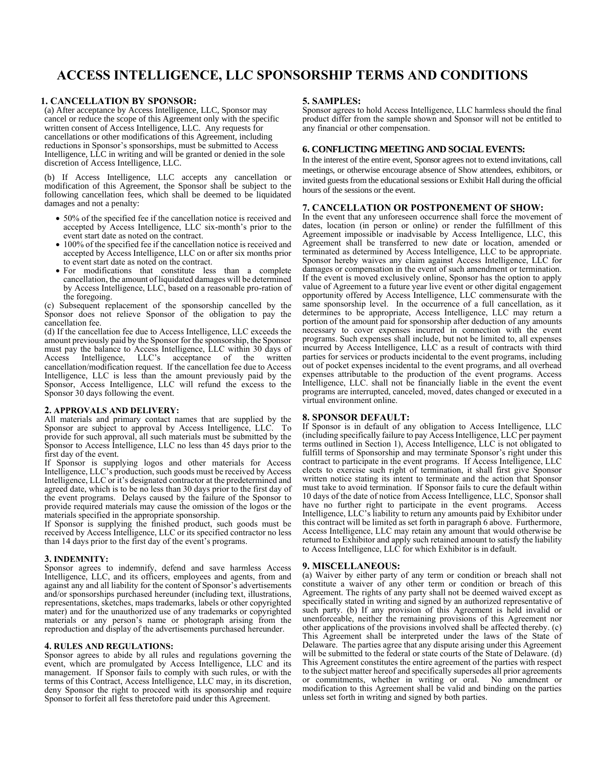# ACCESS INTELLIGENCE, LLC SPONSORSHIP TERMS AND CONDITIONS

## 1. CANCELLATION BY SPONSOR:

(a) After acceptance by Access Intelligence, LLC, Sponsor may cancel or reduce the scope of this Agreement only with the specific written consent of Access Intelligence, LLC. Any requests for cancellations or other modifications of this Agreement, including reductions in Sponsor's sponsorships, must be submitted to Access Intelligence, LLC in writing and will be granted or denied in the sole discretion of Access Intelligence, LLC.

(b) If Access Intelligence, LLC accepts any cancellation or modification of this Agreement, the Sponsor shall be subject to the following cancellation fees, which shall be deemed to be liquidated damages and not a penalty:

- 50% of the specified fee if the cancellation notice is received and accepted by Access Intelligence, LLC six-month's prior to the event start date as noted on the contract.
- 100% of the specified fee if the cancellation notice is received and accepted by Access Intelligence, LLC on or after six months prior to event start date as noted on the contract.
- For modifications that constitute less than a complete cancellation, the amount of liquidated damages will be determined by Access Intelligence, LLC, based on a reasonable pro-ration of the foregoing.

(c) Subsequent replacement of the sponsorship cancelled by the Sponsor does not relieve Sponsor of the obligation to pay the cancellation fee.

(d) If the cancellation fee due to Access Intelligence, LLC exceeds the amount previously paid by the Sponsor for the sponsorship, the Sponsor must pay the balance to Access Intelligence, LLC within 30 days of Access Intelligence, LLC's acceptance of the written cancellation/modification request. If the cancellation fee due to Access Intelligence, LLC is less than the amount previously paid by the Sponsor, Access Intelligence, LLC will refund the excess to the Sponsor 30 days following the event.

## 2. APPROVALS AND DELIVERY:

All materials and primary contact names that are supplied by the Sponsor are subject to approval by Access Intelligence, LLC. To provide for such approval, all such materials must be submitted by the Sponsor to Access Intelligence, LLC no less than 45 days prior to the first day of the event.

If Sponsor is supplying logos and other materials for Access Intelligence, LLC's production, such goods must be received by Access Intelligence, LLC or it's designated contractor at the predetermined and agreed date, which is to be no less than 30 days prior to the first day of the event programs. Delays caused by the failure of the Sponsor to provide required materials may cause the omission of the logos or the materials specified in the appropriate sponsorship.

If Sponsor is supplying the finished product, such goods must be received by Access Intelligence, LLC or its specified contractor no less than 14 days prior to the first day of the event's programs.

## 3. INDEMNITY:

Sponsor agrees to indemnify, defend and save harmless Access Intelligence, LLC, and its officers, employees and agents, from and against any and all liability for the content of Sponsor's advertisements and/or sponsorships purchased hereunder (including text, illustrations, representations, sketches, maps trademarks, labels or other copyrighted mater) and for the unauthorized use of any trademarks or copyrighted materials or any person's name or photograph arising from the reproduction and display of the advertisements purchased hereunder.

## 4. RULES AND REGULATIONS:

Sponsor agrees to abide by all rules and regulations governing the event, which are promulgated by Access Intelligence, LLC and its management. If Sponsor fails to comply with such rules, or with the terms of this Contract, Access Intelligence, LLC may, in its discretion, deny Sponsor the right to proceed with its sponsorship and require Sponsor to forfeit all fess theretofore paid under this Agreement.

## 5. SAMPLES:

Sponsor agrees to hold Access Intelligence, LLC harmless should the final product differ from the sample shown and Sponsor will not be entitled to any financial or other compensation.

## 6. CONFLICTING MEETING AND SOCIAL EVENTS:

In the interest of the entire event, Sponsor agrees not to extend invitations, call meetings, or otherwise encourage absence of Show attendees, exhibitors, or invited guests from the educational sessions or Exhibit Hall during the official hours of the sessions or the event.

## 7. CANCELLATION OR POSTPONEMENT OF SHOW:

In the event that any unforeseen occurrence shall force the movement of dates, location (in person or online) or render the fulfillment of this Agreement impossible or inadvisable by Access Intelligence, LLC, this Agreement shall be transferred to new date or location, amended or terminated as determined by Access Intelligence, LLC to be appropriate. Sponsor hereby waives any claim against Access Intelligence, LLC for damages or compensation in the event of such amendment or termination. If the event is moved exclusively online, Sponsor has the option to apply value of Agreement to a future year live event or other digital engagement opportunity offered by Access Intelligence, LLC commensurate with the same sponsorship level. In the occurrence of a full cancellation, as it determines to be appropriate, Access Intelligence, LLC may return a portion of the amount paid for sponsorship after deduction of any amounts necessary to cover expenses incurred in connection with the event programs. Such expenses shall include, but not be limited to, all expenses incurred by Access Intelligence, LLC as a result of contracts with third parties for services or products incidental to the event programs, including out of pocket expenses incidental to the event programs, and all overhead expenses attributable to the production of the event programs. Access Intelligence, LLC. shall not be financially liable in the event the event programs are interrupted, canceled, moved, dates changed or executed in a virtual environment online.

## 8. SPONSOR DEFAULT:

If Sponsor is in default of any obligation to Access Intelligence, LLC (including specifically failure to pay Access Intelligence, LLC per payment terms outlined in Section 1), Access Intelligence, LLC is not obligated to fulfill terms of Sponsorship and may terminate Sponsor's right under this contract to participate in the event programs. If Access Intelligence, LLC elects to exercise such right of termination, it shall first give Sponsor written notice stating its intent to terminate and the action that Sponsor must take to avoid termination. If Sponsor fails to cure the default within 10 days of the date of notice from Access Intelligence, LLC, Sponsor shall have no further right to participate in the event programs. Access Intelligence, LLC's liability to return any amounts paid by Exhibitor under this contract will be limited as set forth in paragraph 6 above. Furthermore, Access Intelligence, LLC may retain any amount that would otherwise be returned to Exhibitor and apply such retained amount to satisfy the liability to Access Intelligence, LLC for which Exhibitor is in default.

## 9. MISCELLANEOUS:

(a) Waiver by either party of any term or condition or breach shall not constitute a waiver of any other term or condition or breach of this Agreement. The rights of any party shall not be deemed waived except as specifically stated in writing and signed by an authorized representative of such party. (b) If any provision of this Agreement is held invalid or unenforceable, neither the remaining provisions of this Agreement nor other applications of the provisions involved shall be affected thereby. (c) This Agreement shall be interpreted under the laws of the State of Delaware. The parties agree that any dispute arising under this Agreement will be submitted to the federal or state courts of the State of Delaware. (d) This Agreement constitutes the entire agreement of the parties with respect to the subject matter hereof and specifically supersedes all prior agreements or commitments, whether in writing or oral. No amendment or modification to this Agreement shall be valid and binding on the parties unless set forth in writing and signed by both parties.